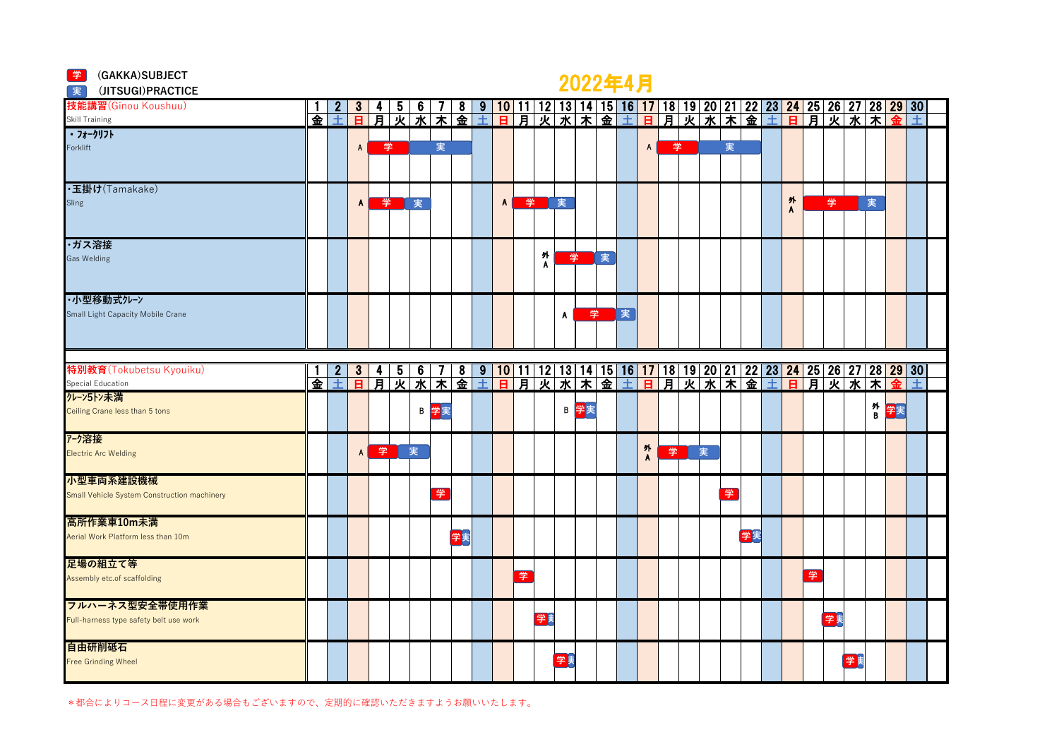学 (GAKKA)SUBJECT
実 (JITSUGI)PRACTICE

# 2022年4月

| 技能講習(Ginou Koushuu) Skill Training | 1 | 2 | 3 | 4 | 5 | 6 | 7 | 8 | 9 | 10 | 11 | 12 | 13 | 14 | 15 | 16 | 17 | 18 | 19 | 20 | 21 | 22 | 23 | 24 | 25 | 26 | 27 | 28 | 29 | 30 |
|---|---|---|---|---|---|---|---|---|---|---|---|---|---|---|---|---|---|---|---|---|---|---|---|---|---|---|---|---|---|---|
| | 金 | 土 | 日 | 月 | 火 | 水 | 木 | 金 | 土 | 日 | 月 | 火 | 水 | 木 | 金 | 土 | 日 | 月 | 火 | 水 | 木 | 金 | 土 | 日 | 月 | 火 | 水 | 木 | 金 | 土 |
| ・フォークリフト Forklift | | | A | 学 | 学 | 実 | 実 | 実 | | | | | | | | | A | 学 | 学 | 実 | 実 | 実 | | | | | | | | |
| ・玉掛け(Tamakake) Sling | | | A | 学 | 学 | 実 | | | | A | 学 | 学 | 実 | | | | | | | | | | | 外A | 学 | 学 | 学 | 実 | | |
| ・ガス溶接 Gas Welding | | | | | | | | | | | | 外A | 学 | 学 | 実 | | | | | | | | | | | | | | | |
| ・小型移動式クレーン Small Light Capacity Mobile Crane | | | | | | | | | | | | | A | 学 | 学 | 実 | | | | | | | | | | | | | | |

| 特別教育(Tokubetsu Kyouiku) Special Education | 1 | 2 | 3 | 4 | 5 | 6 | 7 | 8 | 9 | 10 | 11 | 12 | 13 | 14 | 15 | 16 | 17 | 18 | 19 | 20 | 21 | 22 | 23 | 24 | 25 | 26 | 27 | 28 | 29 | 30 |
|---|---|---|---|---|---|---|---|---|---|---|---|---|---|---|---|---|---|---|---|---|---|---|---|---|---|---|---|---|---|---|
| | 金 | 土 | 日 | 月 | 火 | 水 | 木 | 金 | 土 | 日 | 月 | 火 | 水 | 木 | 金 | 土 | 日 | 月 | 火 | 水 | 木 | 金 | 土 | 日 | 月 | 火 | 水 | 木 | 金 | 土 |
| クレーン5トン未満 Ceiling Crane less than 5 tons | | | | | | B | 学実 | | | | | | B | 学実 | | | | | | | | | | | | | | 外B | 学実 | |
| アーク溶接 Electric Arc Welding | | | A | 学 | 実 | 実 | | | | | | | | | | | 外A | 学 | 実 | 実 | | | | | | | | | | |
| 小型車両系建設機械 Small Vehicle System Construction machinery | | | | | | | 学 | | | | | | | | | | | | | | 学 | | | | | | | | | |
| 高所作業車10m未満 Aerial Work Platform less than 10m | | | | | | | | 学実 | | | | | | | | | | | | | | 学実 | | | | | | | | |
| 足場の組立て等 Assembly etc.of scaffolding | | | | | | | | | | | 学 | | | | | | | | | | | | | | 学 | | | | | |
| フルハーネス型安全帯使用作業 Full-harness type safety belt use work | | | | | | | | | | | | 学実 | | | | | | | | | | | | | | 学実 | | | | |
| 自由研削砥石 Free Grinding Wheel | | | | | | | | | | | | | 学実 | | | | | | | | | | | | | | 学実 | | | |

＊都合によりコース日程に変更がある場合もございますので、定期的に確認いただきますようお願いいたします。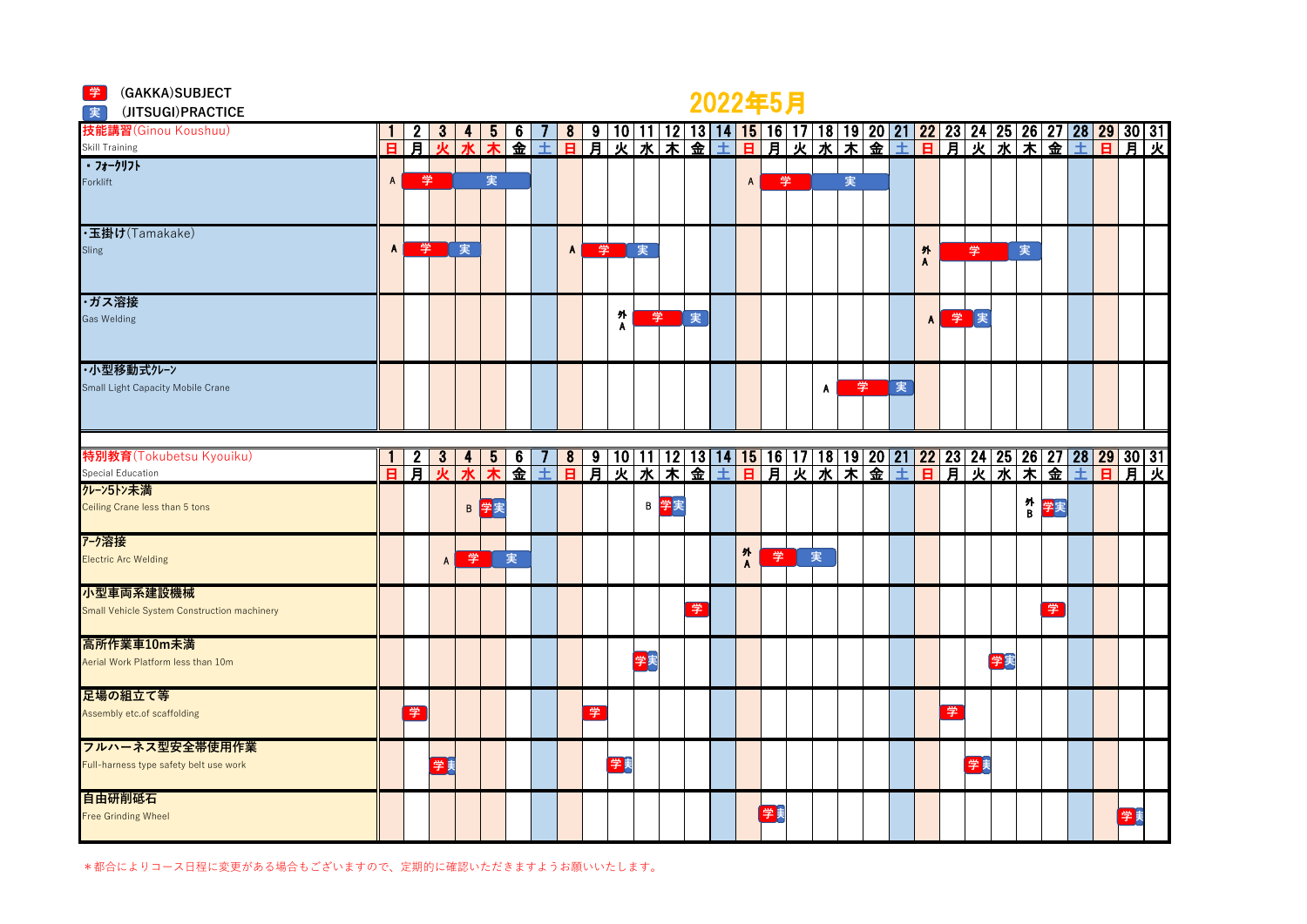学 (GAKKA)SUBJECT

実 (JITSUGI)PRACTICE

# 2022年5月

| 技能講習(Ginou Koushuu) Skill Training | 1 | 2 | 3 | 4 | 5 | 6 | 7 | 8 | 9 | 10 | 11 | 12 | 13 | 14 | 15 | 16 | 17 | 18 | 19 | 20 | 21 | 22 | 23 | 24 | 25 | 26 | 27 | 28 | 29 | 30 | 31 |
|---|---|---|---|---|---|---|---|---|---|---|---|---|---|---|---|---|---|---|---|---|---|---|---|---|---|---|---|---|---|---|---|
| | 日 | 月 | 火 | 水 | 木 | 金 | 土 | 日 | 月 | 火 | 水 | 木 | 金 | 土 | 日 | 月 | 火 | 水 | 木 | 金 | 土 | 日 | 月 | 火 | 水 | 木 | 金 | 土 | 日 | 月 | 火 |
| ・フォークリフト Forklift | A | 学 | 学 | 実 | 実 | 実 | | | | | | | | | A | 学 | 学 | 実 | 実 | 実 | | | | | | | | | | | |
| ・玉掛け(Tamakake) Sling | A | 学 | 学 | 実 | | | | A | 学 | 学 | 実 | | | | | | | | | | | 外A | 学 | 学 | 学 | 実 | | | | | |
| ・ガス溶接 Gas Welding | | | | | | | | | | 外A | 学 | 学 | 実 | | | | | | | | | A | 学 | 実 | | | | | | | |
| ・小型移動式クレーン Small Light Capacity Mobile Crane | | | | | | | | | | | | | | | | | | A | 学 | 学 | 実 | | | | | | | | | | |

| 特別教育(Tokubetsu Kyouiku) Special Education | 1 | 2 | 3 | 4 | 5 | 6 | 7 | 8 | 9 | 10 | 11 | 12 | 13 | 14 | 15 | 16 | 17 | 18 | 19 | 20 | 21 | 22 | 23 | 24 | 25 | 26 | 27 | 28 | 29 | 30 | 31 |
|---|---|---|---|---|---|---|---|---|---|---|---|---|---|---|---|---|---|---|---|---|---|---|---|---|---|---|---|---|---|---|---|
| | 日 | 月 | 火 | 水 | 木 | 金 | 土 | 日 | 月 | 火 | 水 | 木 | 金 | 土 | 日 | 月 | 火 | 水 | 木 | 金 | 土 | 日 | 月 | 火 | 水 | 木 | 金 | 土 | 日 | 月 | 火 |
| クレーン5トン未満 Ceiling Crane less than 5 tons | | | | B | 学実 | | | | | | B | 学実 | | | | | | | | | | | | | | 外B | 学実 | | | | |
| アーク溶接 Electric Arc Welding | | | A | 学 | 実 | 実 | | | | | | | | | 外A | 学 | 実 | 実 | | | | | | | | | | | | | |
| 小型車両系建設機械 Small Vehicle System Construction machinery | | | | | | | | | | | | | 学 | | | | | | | | | | | | | | 学 | | | | |
| 高所作業車10m未満 Aerial Work Platform less than 10m | | | | | | | | | | | 学実 | | | | | | | | | | | | | | 学実 | | | | | | |
| 足場の組立て等 Assembly etc.of scaffolding | | 学 | | | | | | | 学 | | | | | | | | | | | | | | 学 | | | | | | | | |
| フルハーネス型安全帯使用作業 Full-harness type safety belt use work | | | 学実 | | | | | | | 学実 | | | | | | | | | | | | | | 学実 | | | | | | | |
| 自由研削砥石 Free Grinding Wheel | | | | | | | | | | | | | | | | 学実 | | | | | | | | | | | | | | 学実 | |

＊都合によりコース日程に変更がある場合もございますので、定期的に確認いただきますようお願いいたします。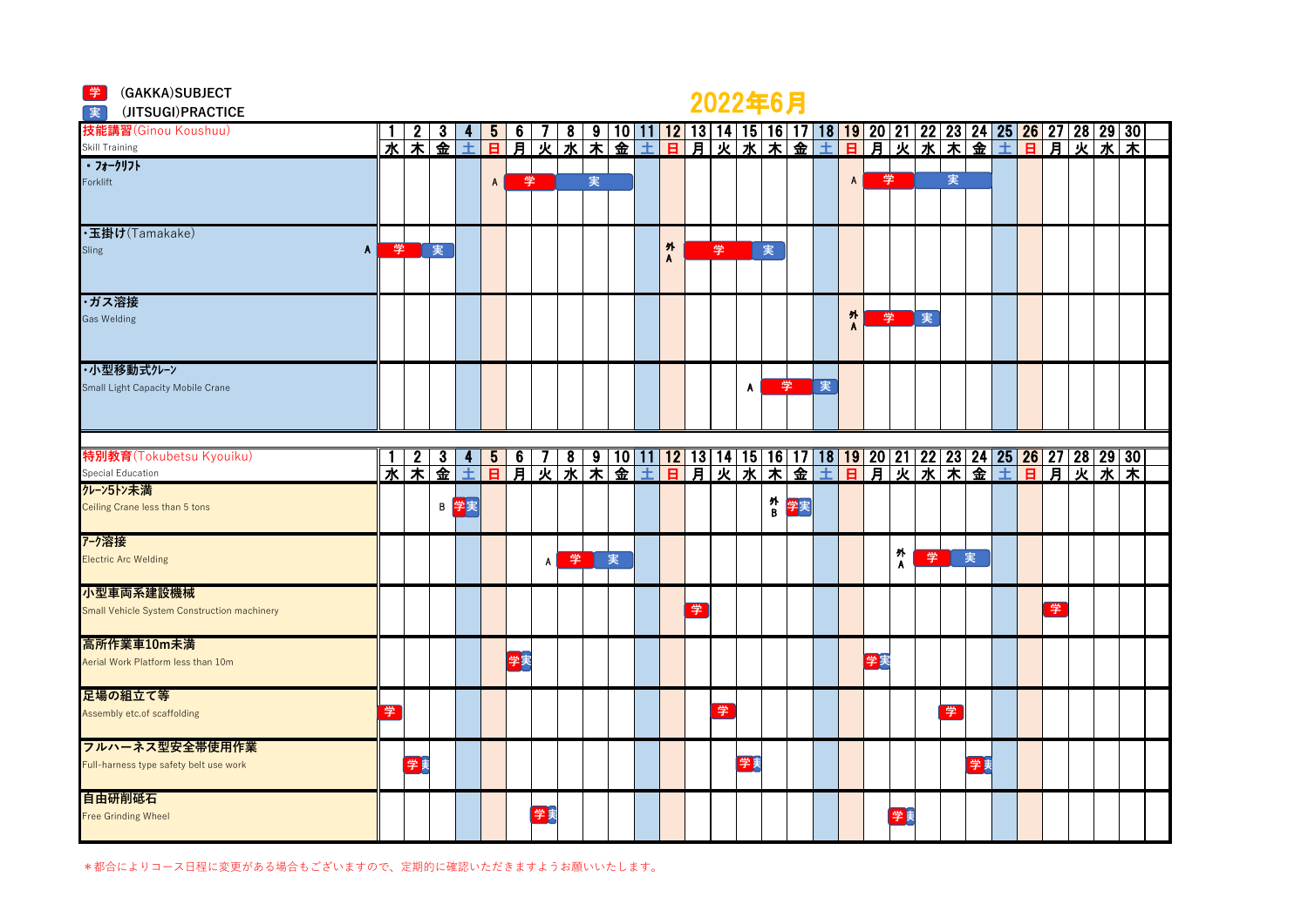学 (GAKKA)SUBJECT

実 (JITSUGI)PRACTICE

# 2022年6月

| 技能講習(Ginou Koushuu) Skill Training | 1 水 | 2 木 | 3 金 | 4 土 | 5 日 | 6 月 | 7 火 | 8 水 | 9 木 | 10 金 | 11 土 | 12 日 | 13 月 | 14 火 | 15 水 | 16 木 | 17 金 | 18 土 | 19 日 | 20 月 | 21 火 | 22 水 | 23 木 | 24 金 | 25 土 | 26 日 | 27 月 | 28 火 | 29 水 | 30 木 |
|---|---|---|---|---|---|---|---|---|---|---|---|---|---|---|---|---|---|---|---|---|---|---|---|---|---|---|---|---|---|---|
| ・フォークリフト Forklift | | | | | A | 学 | 学 | 実 | 実 | 実 | | | | | | | | | A | 学 | 学 | 実 | 実 | 実 | | | | | | |
| ・玉掛け(Tamakake) Sling | A 学 | 学 実 | 実 | | | | | | | | | 外 A | 学 | 学 | 実 | 実 | | | | | | | | | | | | | | |
| ・ガス溶接 Gas Welding | | | | | | | | | | | | | | | | | | | 外 A | 学 | 学 | 実 | | | | | | | | |
| ・小型移動式クレーン Small Light Capacity Mobile Crane | | | | | | | | | | | | | | | A | 学 | 学 | 実 | | | | | | | | | | | | |

| 特別教育(Tokubetsu Kyouiku) Special Education | 1 水 | 2 木 | 3 金 | 4 土 | 5 日 | 6 月 | 7 火 | 8 水 | 9 木 | 10 金 | 11 土 | 12 日 | 13 月 | 14 火 | 15 水 | 16 木 | 17 金 | 18 土 | 19 日 | 20 月 | 21 火 | 22 水 | 23 木 | 24 金 | 25 土 | 26 日 | 27 月 | 28 火 | 29 水 | 30 木 |
|---|---|---|---|---|---|---|---|---|---|---|---|---|---|---|---|---|---|---|---|---|---|---|---|---|---|---|---|---|---|---|
| クレーン5トン未満 Ceiling Crane less than 5 tons | | | B | 学実 | | | | | | | | | | | | 外 B | 学実 | | | | | | | | | | | | | |
| アーク溶接 Electric Arc Welding | | | | | | | A | 学 | 実 | 実 | | | | | | | | | | | 外 A | 学 | 実 | 実 | | | | | | |
| 小型車両系建設機械 Small Vehicle System Construction machinery | | | | | | | | | | | | | 学 | | | | | | | | | | | | | | 学 | | | |
| 高所作業車10m未満 Aerial Work Platform less than 10m | | | | | | 学実 | | | | | | | | | | | | | | 学実 | | | | | | | | | | |
| 足場の組立て等 Assembly etc.of scaffolding | 学 | | | | | | | | | | | | | 学 | | | | | | | | | 学 | | | | | | | |
| フルハーネス型安全帯使用作業 Full-harness type safety belt use work | | 学実 | | | | | | | | | | | | | 学実 | | | | | | | | | 学実 | | | | | | |
| 自由研削砥石 Free Grinding Wheel | | | | | | | 学実 | | | | | | | | | | | | | | 学実 | | | | | | | | | |

＊都合によりコース日程に変更がある場合もございますので、定期的に確認いただきますようお願いいたします。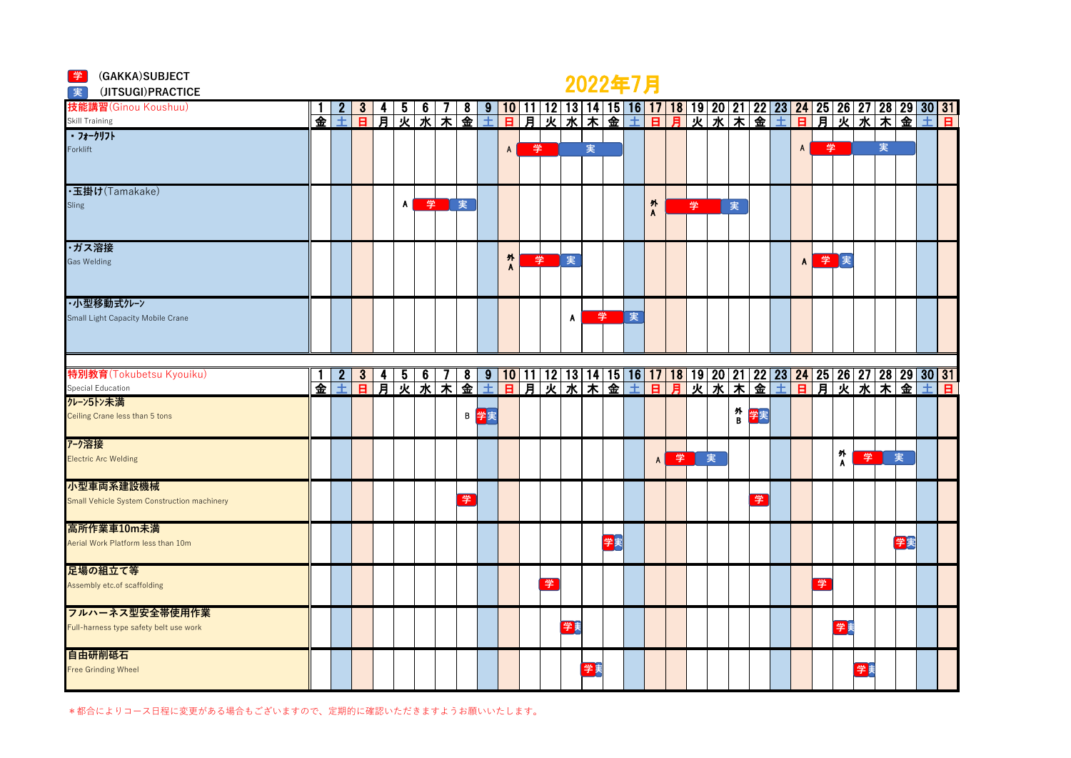- 学 (GAKKA)SUBJECT
- 実 (JITSUGI)PRACTICE

# 2022年7月

| 技能講習(Ginou Koushuu) Skill Training | 1 | 2 | 3 | 4 | 5 | 6 | 7 | 8 | 9 | 10 | 11 | 12 | 13 | 14 | 15 | 16 | 17 | 18 | 19 | 20 | 21 | 22 | 23 | 24 | 25 | 26 | 27 | 28 | 29 | 30 | 31 |
|---|---|---|---|---|---|---|---|---|---|---|---|---|---|---|---|---|---|---|---|---|---|---|---|---|---|---|---|---|---|---|---|
| | 金 | 土 | 日 | 月 | 火 | 水 | 木 | 金 | 土 | 日 | 月 | 火 | 水 | 木 | 金 | 土 | 日 | 月 | 火 | 水 | 木 | 金 | 土 | 日 | 月 | 火 | 水 | 木 | 金 | 土 | 日 |
| ・フォークリフト Forklift | | | | | | | | | | A | 学 | 学 | 実 | 実 | 実 | | | | | | | | | A | 学 | 学 | 実 | 実 | 実 | | |
| ・玉掛け(Tamakake) Sling | | | | | A | 学 | 学 | 実 | | | | | | | | | 外A | 学 | 学 | 学 | 実 | | | | | | | | | | |
| ・ガス溶接 Gas Welding | | | | | | | | | | 外A | 学 | 学 | 実 | | | | | | | | | | | A | 学 | 実 | | | | | |
| ・小型移動式クレーン Small Light Capacity Mobile Crane | | | | | | | | | | | | | A | 学 | 学 | 実 | | | | | | | | | | | | | | | |

| 特別教育(Tokubetsu Kyouiku) Special Education | 1 | 2 | 3 | 4 | 5 | 6 | 7 | 8 | 9 | 10 | 11 | 12 | 13 | 14 | 15 | 16 | 17 | 18 | 19 | 20 | 21 | 22 | 23 | 24 | 25 | 26 | 27 | 28 | 29 | 30 | 31 |
|---|---|---|---|---|---|---|---|---|---|---|---|---|---|---|---|---|---|---|---|---|---|---|---|---|---|---|---|---|---|---|---|
| | 金 | 土 | 日 | 月 | 火 | 水 | 木 | 金 | 土 | 日 | 月 | 火 | 水 | 木 | 金 | 土 | 日 | 月 | 火 | 水 | 木 | 金 | 土 | 日 | 月 | 火 | 水 | 木 | 金 | 土 | 日 |
| クレーン5トン未満 Ceiling Crane less than 5 tons | | | | | | | | B | 学実 | | | | | | | | | | | | 外B | 学実 | | | | | | | | | |
| アーク溶接 Electric Arc Welding | | | | | | | | | | | | | | | | | A | 学 | 実 | 実 | | | | | | 外A | 学 | 実 | 実 | | |
| 小型車両系建設機械 Small Vehicle System Construction machinery | | | | | | | | 学 | | | | | | | | | | | | | | 学 | | | | | | | | | |
| 高所作業車10m未満 Aerial Work Platform less than 10m | | | | | | | | | | | | | | | 学実 | | | | | | | | | | | | | | 学実 | | |
| 足場の組立て等 Assembly etc.of scaffolding | | | | | | | | | | | | 学 | | | | | | | | | | | | | 学 | | | | | | |
| フルハーネス型安全帯使用作業 Full-harness type safety belt use work | | | | | | | | | | | | | 学実 | | | | | | | | | | | | | 学実 | | | | | |
| 自由研削砥石 Free Grinding Wheel | | | | | | | | | | | | | | 学実 | | | | | | | | | | | | | 学実 | | | | |

＊都合によりコース日程に変更がある場合もございますので、定期的に確認いただきますようお願いいたします。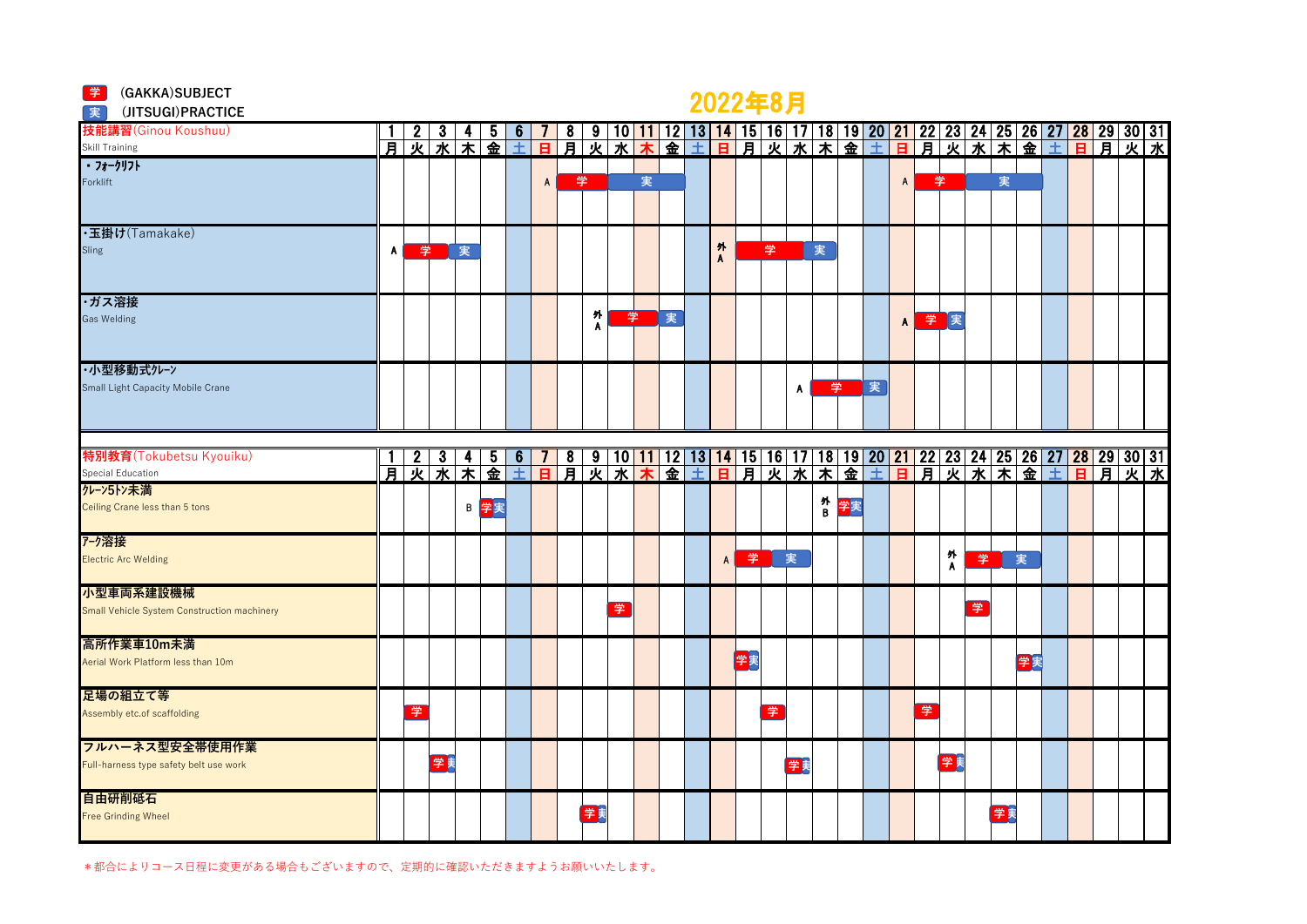学 (GAKKA)SUBJECT
実 (JITSUGI)PRACTICE

# 2022年8月

| 技能講習(Ginou Koushuu) Skill Training | 1 月 | 2 火 | 3 水 | 4 木 | 5 金 | 6 土 | 7 日 | 8 月 | 9 火 | 10 水 | 11 木 | 12 金 | 13 土 | 14 日 | 15 月 | 16 火 | 17 水 | 18 木 | 19 金 | 20 土 | 21 日 | 22 月 | 23 火 | 24 水 | 25 木 | 26 金 | 27 土 | 28 日 | 29 月 | 30 火 | 31 水 |
|---|---|---|---|---|---|---|---|---|---|---|---|---|---|---|---|---|---|---|---|---|---|---|---|---|---|---|---|---|---|---|---|
| ・フォークリフト Forklift | | | | | | | A | 学 | 学 | 実 | 実 | 実 | | | | | | | | | A | 学 | 学 | 実 | 実 | 実 | | | | | |
| ・玉掛け(Tamakake) Sling | A | 学 | 実 | 実 | | | | | | | | | | 外A | 学 | 学 | 実 | 実 | | | | | | | | | | | | | |
| ・ガス溶接 Gas Welding | | | | | | | | | 外A | 学 | 学 | 実 | | | | | | | | | A | 学 | 実 | | | | | | | | |
| ・小型移動式クレーン Small Light Capacity Mobile Crane | | | | | | | | | | | | | | | | | A | 学 | 学 | 実 | | | | | | | | | | | |

| 特別教育(Tokubetsu Kyouiku) Special Education | 1 月 | 2 火 | 3 水 | 4 木 | 5 金 | 6 土 | 7 日 | 8 月 | 9 火 | 10 水 | 11 木 | 12 金 | 13 土 | 14 日 | 15 月 | 16 火 | 17 水 | 18 木 | 19 金 | 20 土 | 21 日 | 22 月 | 23 火 | 24 水 | 25 木 | 26 金 | 27 土 | 28 日 | 29 月 | 30 火 | 31 水 |
|---|---|---|---|---|---|---|---|---|---|---|---|---|---|---|---|---|---|---|---|---|---|---|---|---|---|---|---|---|---|---|---|
| クレーン5トン未満 Ceiling Crane less than 5 tons | | | | B | 学実 | | | | | | | | | | | | | 外B | 学実 | | | | | | | | | | | | |
| アーク溶接 Electric Arc Welding | | | | | | | | | | | | | | A | 学 | 実 | 実 | | | | | | 外A | 学 | 実 | 実 | | | | | |
| 小型車両系建設機械 Small Vehicle System Construction machinery | | | | | | | | | | 学 | | | | | | | | | | | | | | 学 | | | | | | | |
| 高所作業車10m未満 Aerial Work Platform less than 10m | | | | | | | | | | | | | | | 学実 | | | | | | | | | | | 学実 | | | | | |
| 足場の組立て等 Assembly etc.of scaffolding | | 学 | | | | | | | | | | | | | | 学 | | | | | | 学 | | | | | | | | | |
| フルハーネス型安全帯使用作業 Full-harness type safety belt use work | | | 学実 | | | | | | | | | | | | | | 学実 | | | | | | 学実 | | | | | | | | |
| 自由研削砥石 Free Grinding Wheel | | | | | | | | | 学実 | | | | | | | | | | | | | | | | 学実 | | | | | | |

＊都合によりコース日程に変更がある場合もございますので、定期的に確認いただきますようお願いいたします。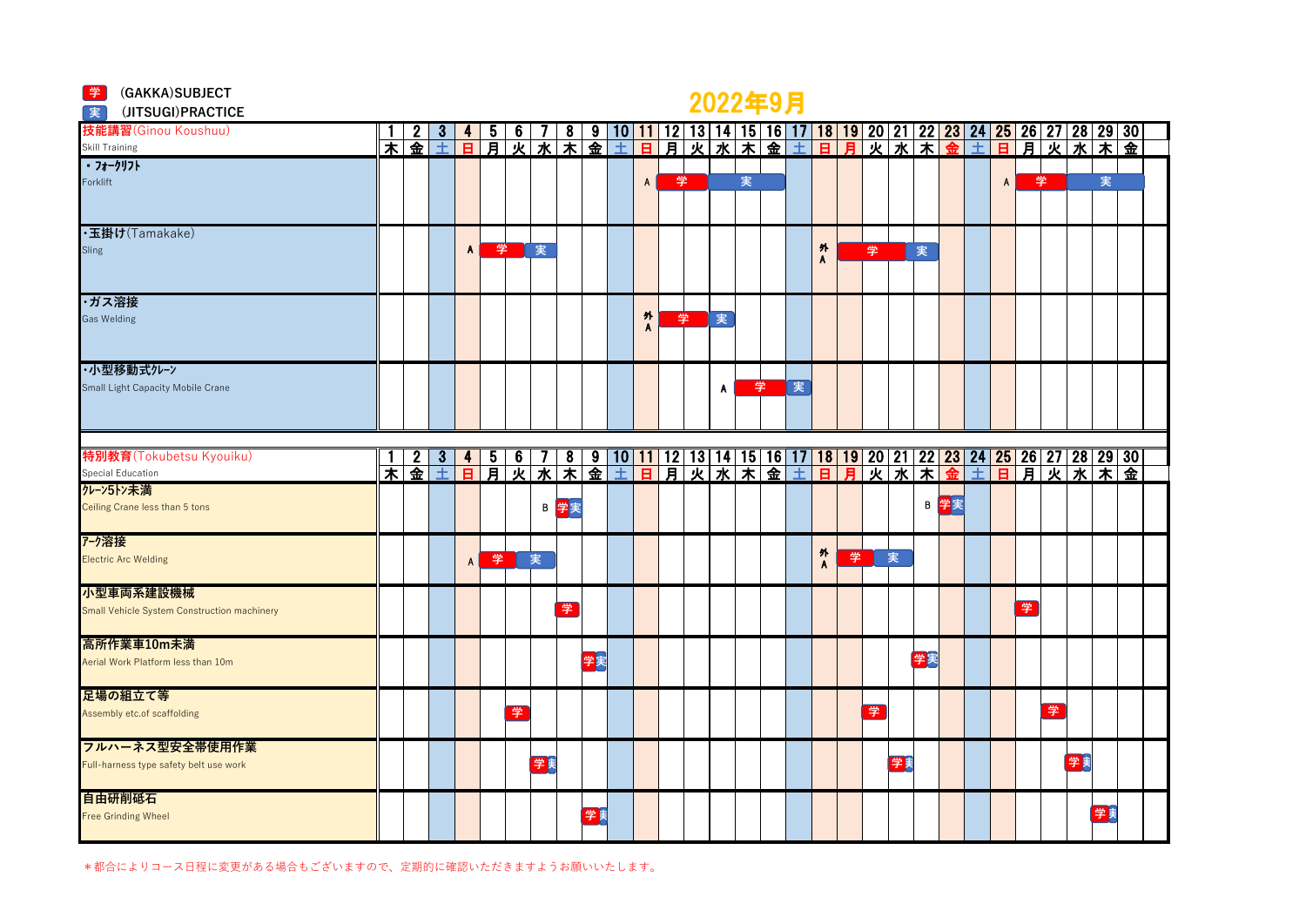学 (GAKKA)SUBJECT
実 (JITSUGI)PRACTICE

# 2022年9月

| 技能講習(Ginou Koushuu) Skill Training | 1 | 2 | 3 | 4 | 5 | 6 | 7 | 8 | 9 | 10 | 11 | 12 | 13 | 14 | 15 | 16 | 17 | 18 | 19 | 20 | 21 | 22 | 23 | 24 | 25 | 26 | 27 | 28 | 29 | 30 |
|---|---|---|---|---|---|---|---|---|---|---|---|---|---|---|---|---|---|---|---|---|---|---|---|---|---|---|---|---|---|---|
| | 木 | 金 | 土 | 日 | 月 | 火 | 水 | 木 | 金 | 土 | 日 | 月 | 火 | 水 | 木 | 金 | 土 | 日 | 月 | 火 | 水 | 木 | 金 | 土 | 日 | 月 | 火 | 水 | 木 | 金 |
| ・フォークリフト Forklift | | | | | | | | | | | A | 学 | 学 | 実 | 実 | 実 | | | | | | | | | A | 学 | 学 | 実 | 実 | 実 |
| ・玉掛け(Tamakake) Sling | | | | A | 学 | 学 | 実 | | | | | | | | | | | 外A | 学 | 学 | 学 | 実 | | | | | | | | |
| ・ガス溶接 Gas Welding | | | | | | | | | | | 外A | 学 | 学 | 実 | | | | | | | | | | | | | | | | |
| ・小型移動式クレーン Small Light Capacity Mobile Crane | | | | | | | | | | | | | | A | 学 | 学 | 実 | | | | | | | | | | | | | |

| 特別教育(Tokubetsu Kyouiku) Special Education | 1 | 2 | 3 | 4 | 5 | 6 | 7 | 8 | 9 | 10 | 11 | 12 | 13 | 14 | 15 | 16 | 17 | 18 | 19 | 20 | 21 | 22 | 23 | 24 | 25 | 26 | 27 | 28 | 29 | 30 |
|---|---|---|---|---|---|---|---|---|---|---|---|---|---|---|---|---|---|---|---|---|---|---|---|---|---|---|---|---|---|---|
| | 木 | 金 | 土 | 日 | 月 | 火 | 水 | 木 | 金 | 土 | 日 | 月 | 火 | 水 | 木 | 金 | 土 | 日 | 月 | 火 | 水 | 木 | 金 | 土 | 日 | 月 | 火 | 水 | 木 | 金 |
| クレーン5トン未満 Ceiling Crane less than 5 tons | | | | | | | B | 学実 | | | | | | | | | | | | | | B | 学実 | | | | | | | |
| アーク溶接 Electric Arc Welding | | | | A | 学 | 実 | 実 | | | | | | | | | | | 外A | 学 | 実 | 実 | | | | | | | | | |
| 小型車両系建設機械 Small Vehicle System Construction machinery | | | | | | | | 学 | | | | | | | | | | | | | | | | | | 学 | | | | |
| 高所作業車10m未満 Aerial Work Platform less than 10m | | | | | | | | | 学実 | | | | | | | | | | | | | 学実 | | | | | | | | |
| 足場の組立て等 Assembly etc.of scaffolding | | | | | | 学 | | | | | | | | | | | | | | 学 | | | | | | | 学 | | | |
| フルハーネス型安全帯使用作業 Full-harness type safety belt use work | | | | | | | 学実 | | | | | | | | | | | | | | 学実 | | | | | | | 学実 | | |
| 自由研削砥石 Free Grinding Wheel | | | | | | | | | 学実 | | | | | | | | | | | | | | | | | | | | 学実 | |

＊都合によりコース日程に変更がある場合もございますので、定期的に確認いただきますようお願いいたします。